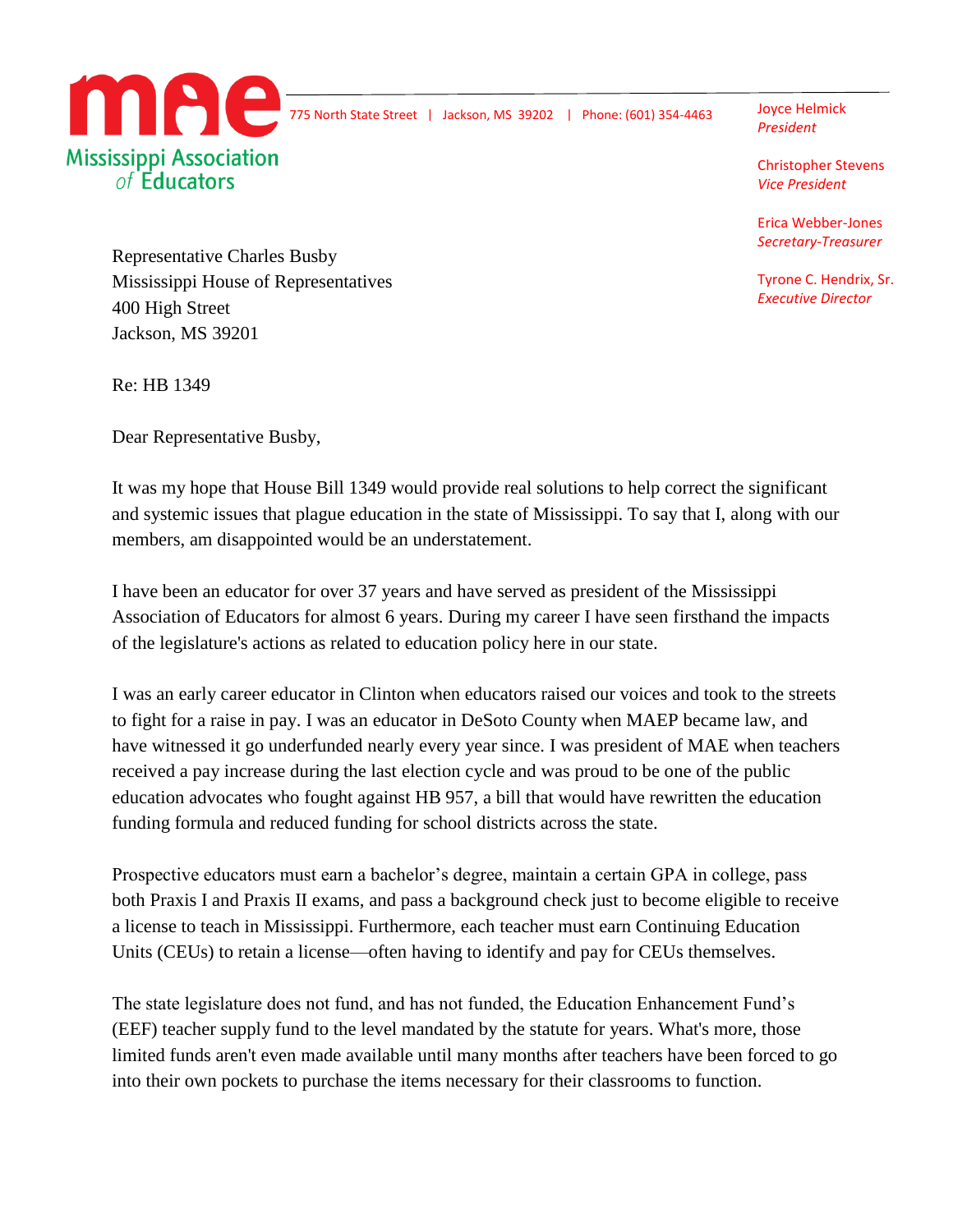**Mississippi Association of Educators**

775 North State Street | Jackson, MS 39202 | Phone: (601) 354-4463

Joyce Helmick
*President*

Christopher Stevens
*Vice President*

Erica Webber-Jones
*Secretary-Treasurer*

Tyrone C. Hendrix, Sr.
*Executive Director*

Representative Charles Busby
Mississippi House of Representatives
400 High Street
Jackson, MS 39201

Re: HB 1349

Dear Representative Busby,

It was my hope that House Bill 1349 would provide real solutions to help correct the significant and systemic issues that plague education in the state of Mississippi. To say that I, along with our members, am disappointed would be an understatement.

I have been an educator for over 37 years and have served as president of the Mississippi Association of Educators for almost 6 years. During my career I have seen firsthand the impacts of the legislature's actions as related to education policy here in our state.

I was an early career educator in Clinton when educators raised our voices and took to the streets to fight for a raise in pay. I was an educator in DeSoto County when MAEP became law, and have witnessed it go underfunded nearly every year since. I was president of MAE when teachers received a pay increase during the last election cycle and was proud to be one of the public education advocates who fought against HB 957, a bill that would have rewritten the education funding formula and reduced funding for school districts across the state.

Prospective educators must earn a bachelor's degree, maintain a certain GPA in college, pass both Praxis I and Praxis II exams, and pass a background check just to become eligible to receive a license to teach in Mississippi. Furthermore, each teacher must earn Continuing Education Units (CEUs) to retain a license—often having to identify and pay for CEUs themselves.

The state legislature does not fund, and has not funded, the Education Enhancement Fund's (EEF) teacher supply fund to the level mandated by the statute for years. What's more, those limited funds aren't even made available until many months after teachers have been forced to go into their own pockets to purchase the items necessary for their classrooms to function.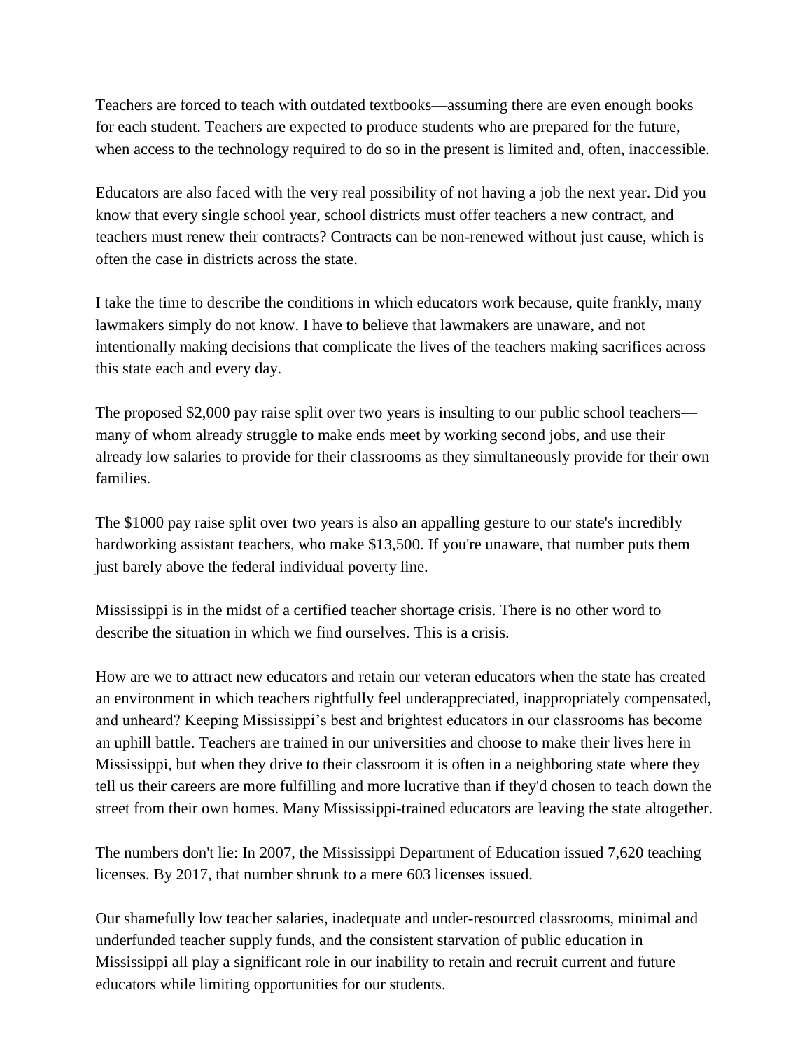Teachers are forced to teach with outdated textbooks—assuming there are even enough books for each student. Teachers are expected to produce students who are prepared for the future, when access to the technology required to do so in the present is limited and, often, inaccessible.

Educators are also faced with the very real possibility of not having a job the next year. Did you know that every single school year, school districts must offer teachers a new contract, and teachers must renew their contracts? Contracts can be non-renewed without just cause, which is often the case in districts across the state.

I take the time to describe the conditions in which educators work because, quite frankly, many lawmakers simply do not know. I have to believe that lawmakers are unaware, and not intentionally making decisions that complicate the lives of the teachers making sacrifices across this state each and every day.

The proposed $2,000 pay raise split over two years is insulting to our public school teachers—many of whom already struggle to make ends meet by working second jobs, and use their already low salaries to provide for their classrooms as they simultaneously provide for their own families.

The $1000 pay raise split over two years is also an appalling gesture to our state's incredibly hardworking assistant teachers, who make $13,500. If you're unaware, that number puts them just barely above the federal individual poverty line.

Mississippi is in the midst of a certified teacher shortage crisis. There is no other word to describe the situation in which we find ourselves. This is a crisis.

How are we to attract new educators and retain our veteran educators when the state has created an environment in which teachers rightfully feel underappreciated, inappropriately compensated, and unheard? Keeping Mississippi's best and brightest educators in our classrooms has become an uphill battle. Teachers are trained in our universities and choose to make their lives here in Mississippi, but when they drive to their classroom it is often in a neighboring state where they tell us their careers are more fulfilling and more lucrative than if they'd chosen to teach down the street from their own homes. Many Mississippi-trained educators are leaving the state altogether.

The numbers don't lie: In 2007, the Mississippi Department of Education issued 7,620 teaching licenses. By 2017, that number shrunk to a mere 603 licenses issued.

Our shamefully low teacher salaries, inadequate and under-resourced classrooms, minimal and underfunded teacher supply funds, and the consistent starvation of public education in Mississippi all play a significant role in our inability to retain and recruit current and future educators while limiting opportunities for our students.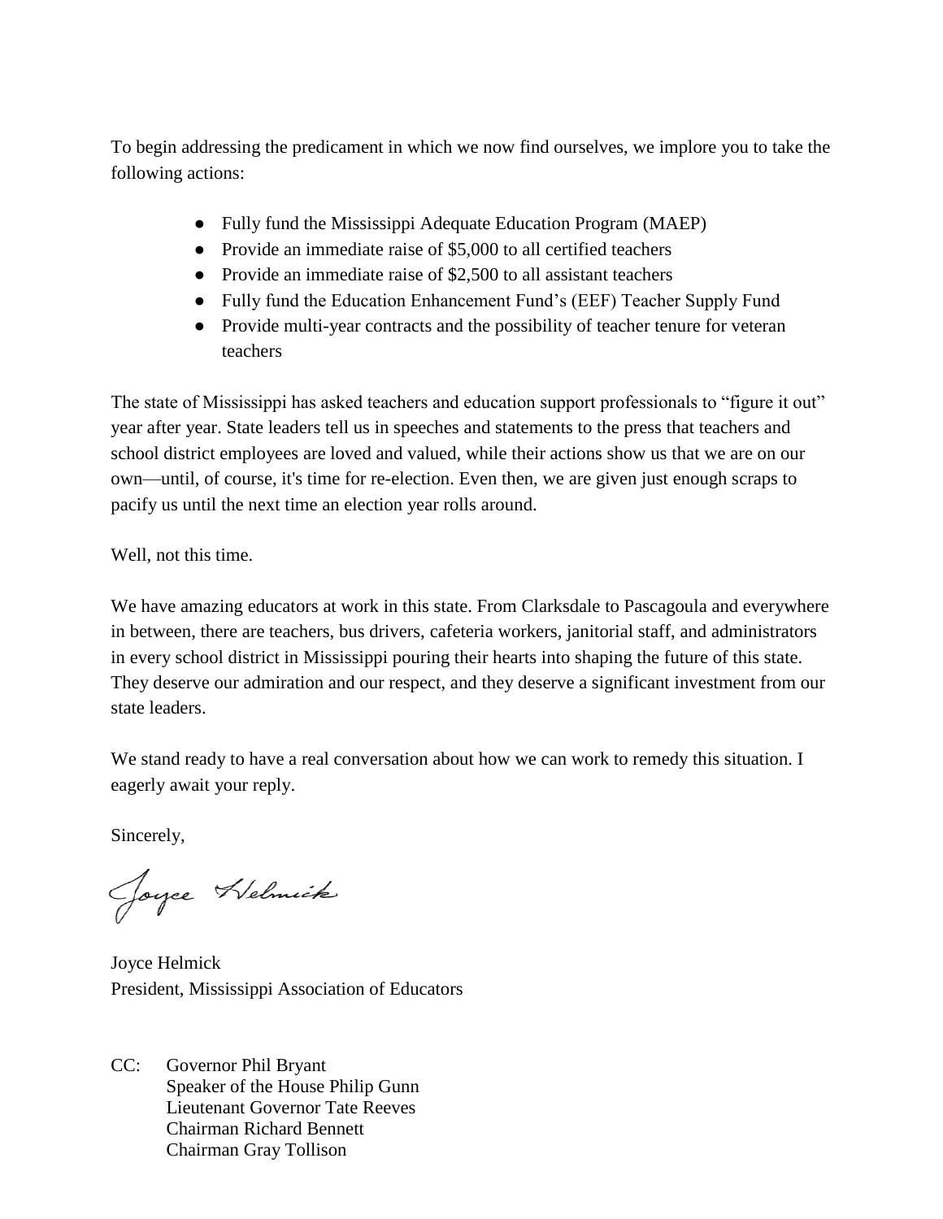To begin addressing the predicament in which we now find ourselves, we implore you to take the following actions:

- Fully fund the Mississippi Adequate Education Program (MAEP)
- Provide an immediate raise of $5,000 to all certified teachers
- Provide an immediate raise of $2,500 to all assistant teachers
- Fully fund the Education Enhancement Fund's (EEF) Teacher Supply Fund
- Provide multi-year contracts and the possibility of teacher tenure for veteran teachers

The state of Mississippi has asked teachers and education support professionals to "figure it out" year after year. State leaders tell us in speeches and statements to the press that teachers and school district employees are loved and valued, while their actions show us that we are on our own—until, of course, it's time for re-election. Even then, we are given just enough scraps to pacify us until the next time an election year rolls around.

Well, not this time.

We have amazing educators at work in this state. From Clarksdale to Pascagoula and everywhere in between, there are teachers, bus drivers, cafeteria workers, janitorial staff, and administrators in every school district in Mississippi pouring their hearts into shaping the future of this state. They deserve our admiration and our respect, and they deserve a significant investment from our state leaders.

We stand ready to have a real conversation about how we can work to remedy this situation. I eagerly await your reply.

Sincerely,

*Joyce Helmick*

Joyce Helmick
President, Mississippi Association of Educators

CC: Governor Phil Bryant
Speaker of the House Philip Gunn
Lieutenant Governor Tate Reeves
Chairman Richard Bennett
Chairman Gray Tollison